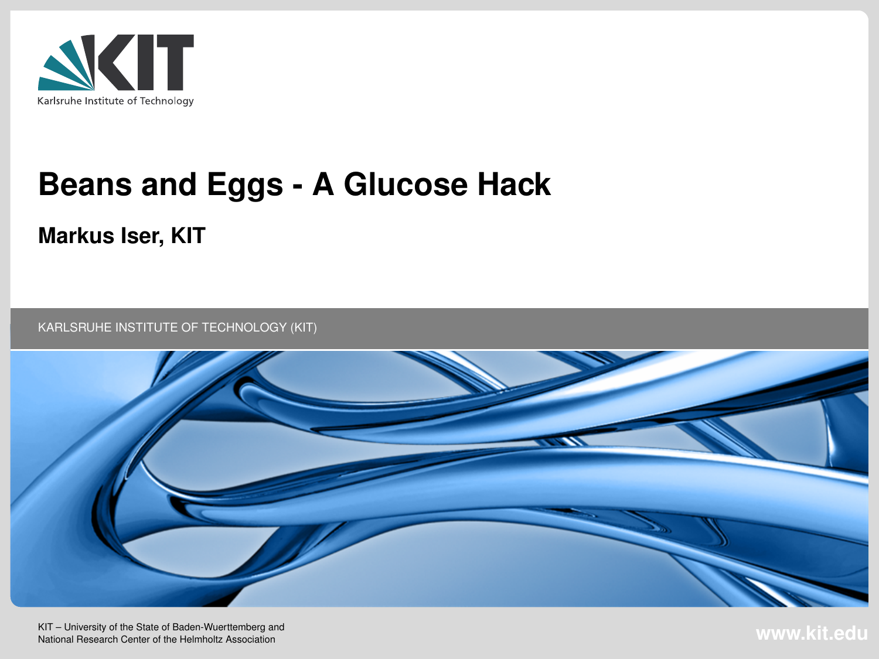Karlsruhe Institute of Technology

# Beans and Eggs - A Glucose Hack

**Markus Iser, KIT**

KARLSRUHE INSTITUTE OF TECHNOLOGY (KIT)

KIT – University of the State of Baden-Wuerttemberg and National Research Center of the Helmholtz Association

www.kit.edu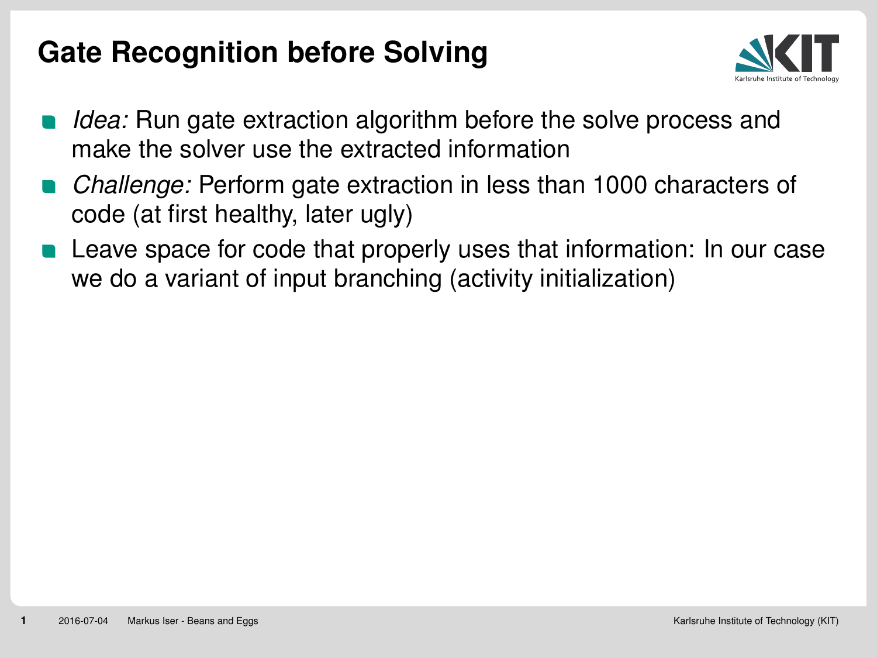# Gate Recognition before Solving

- *Idea:* Run gate extraction algorithm before the solve process and make the solver use the extracted information
- *Challenge:* Perform gate extraction in less than 1000 characters of code (at first healthy, later ugly)
- Leave space for code that properly uses that information: In our case we do a variant of input branching (activity initialization)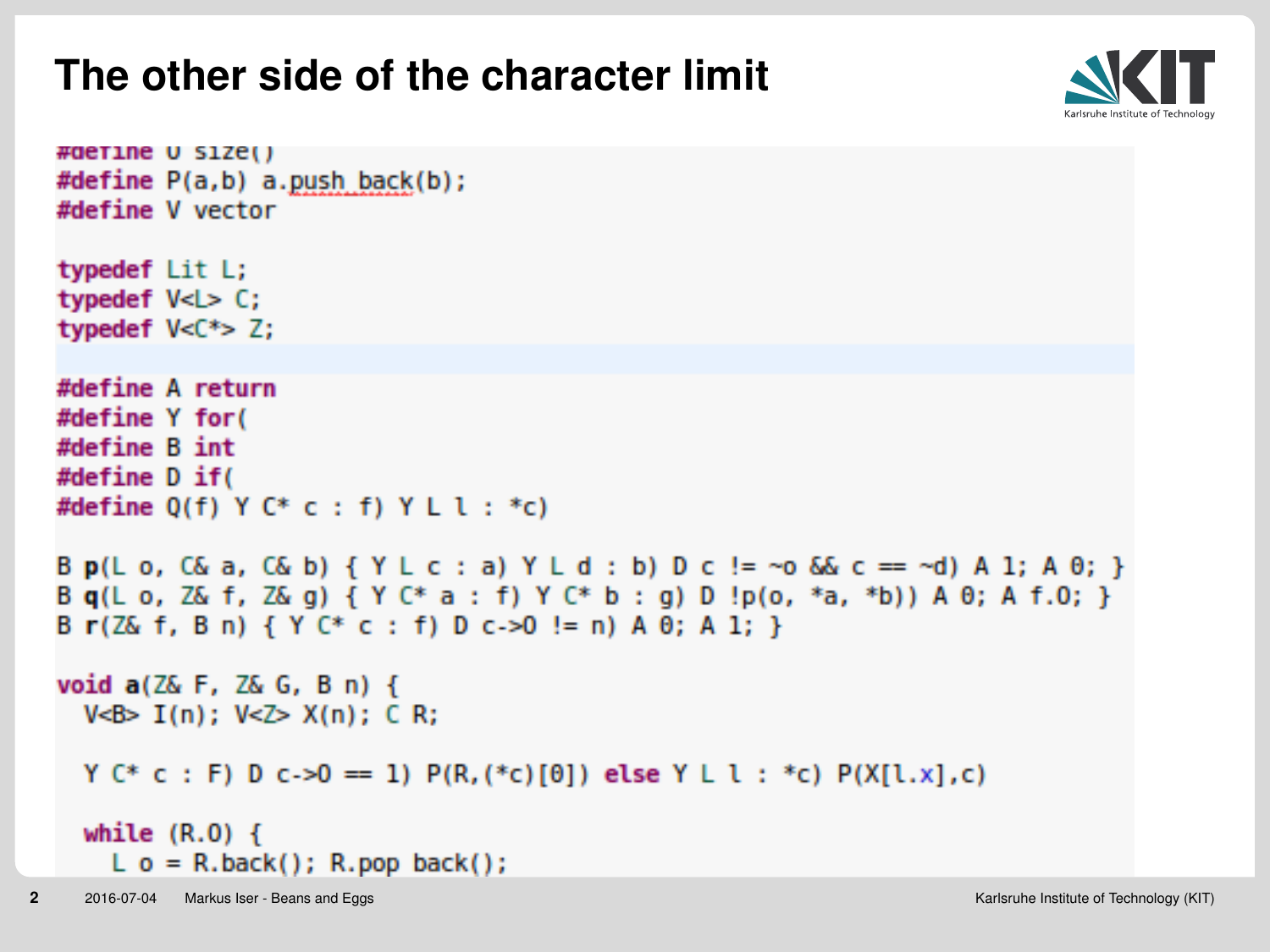# The other side of the character limit

```
#define O size()
#define P(a,b) a.push_back(b);
#define V vector

typedef Lit L;
typedef V<L> C;
typedef V<C*> Z;

#define A return
#define Y for(
#define B int
#define D if(
#define Q(f) Y C* c : f) Y L l : *c)

B p(L o, C& a, C& b) { Y L c : a) Y L d : b) D c != ~o && c == ~d) A 1; A 0; }
B q(L o, Z& f, Z& g) { Y C* a : f) Y C* b : g) D !p(o, *a, *b)) A 0; A f.O; }
B r(Z& f, B n) { Y C* c : f) D c->O != n) A 0; A 1; }

void a(Z& F, Z& G, B n) {
  V<B> I(n); V<Z> X(n); C R;

  Y C* c : F) D c->O == 1) P(R,(*c)[0]) else Y L l : *c) P(X[l.x],c)

  while (R.O) {
    L o = R.back(); R.pop_back();
```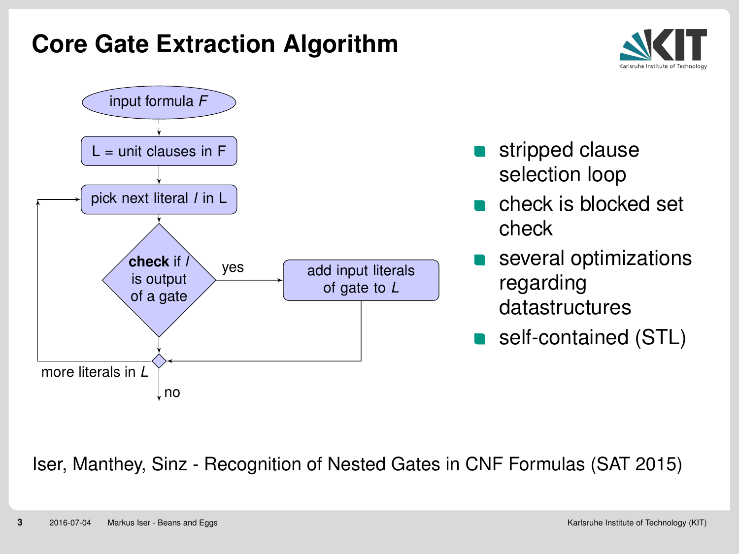# Core Gate Extraction Algorithm

- input formula *F*
- L = unit clauses in F
- pick next literal *l* in L
- **check** if *l* is output of a gate
  - yes → add input literals of gate to *L*
- more literals in *L* → pick next literal *l* in L
- no → end

- stripped clause selection loop
- check is blocked set check
- several optimizations regarding datastructures
- self-contained (STL)

Iser, Manthey, Sinz - Recognition of Nested Gates in CNF Formulas (SAT 2015)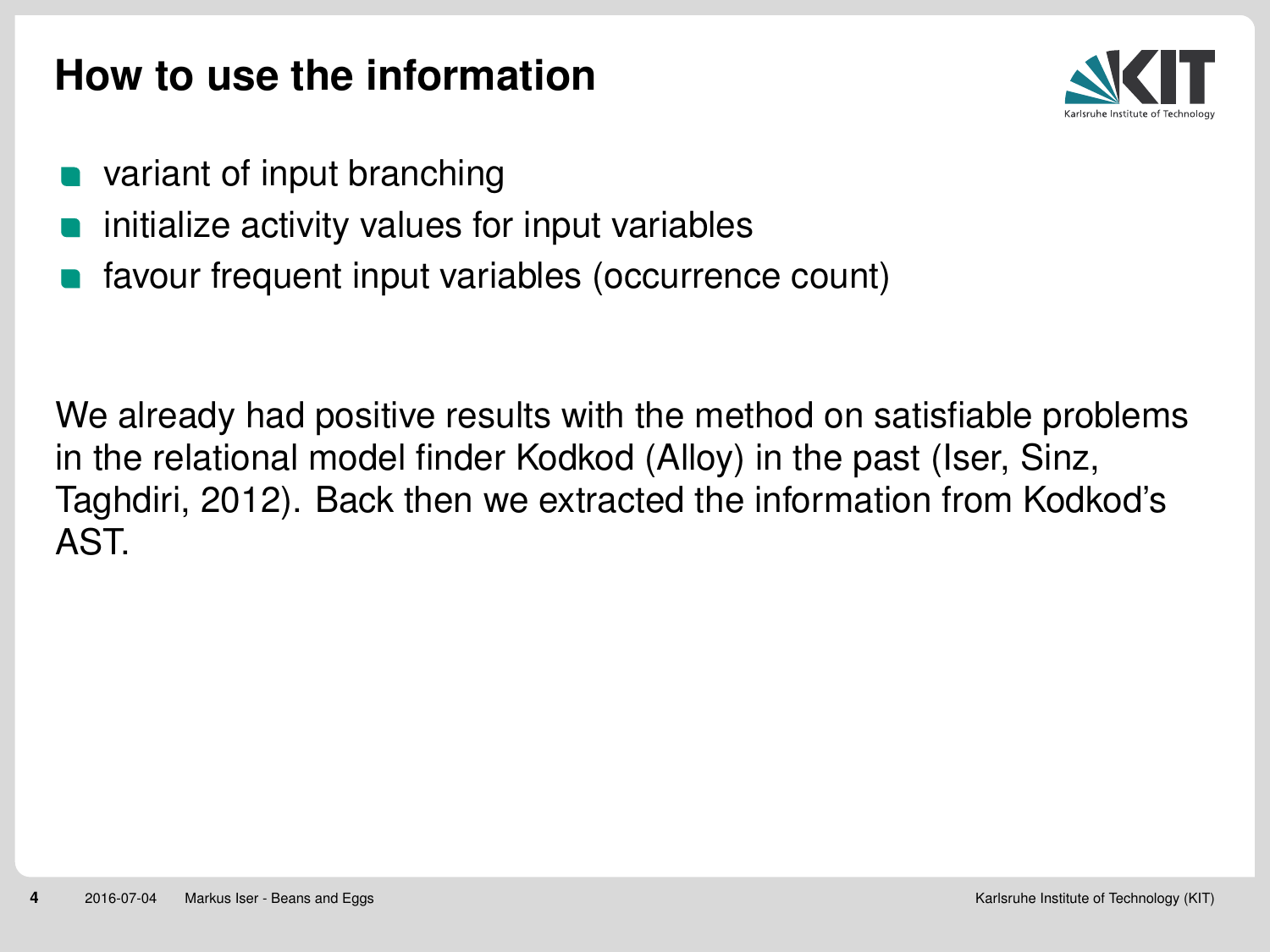# How to use the information

- variant of input branching
- initialize activity values for input variables
- favour frequent input variables (occurrence count)

We already had positive results with the method on satisfiable problems in the relational model finder Kodkod (Alloy) in the past (Iser, Sinz, Taghdiri, 2012). Back then we extracted the information from Kodkod's AST.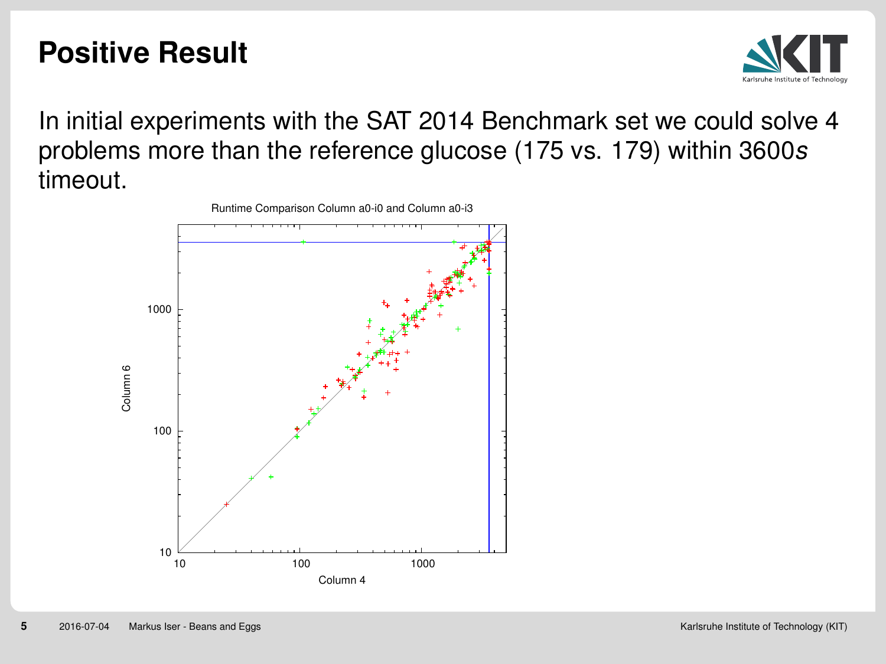# Positive Result

In initial experiments with the SAT 2014 Benchmark set we could solve 4 problems more than the reference glucose (175 vs. 179) within 3600*s* timeout.

Runtime Comparison Column a0-i0 and Column a0-i3

Column 6

Column 4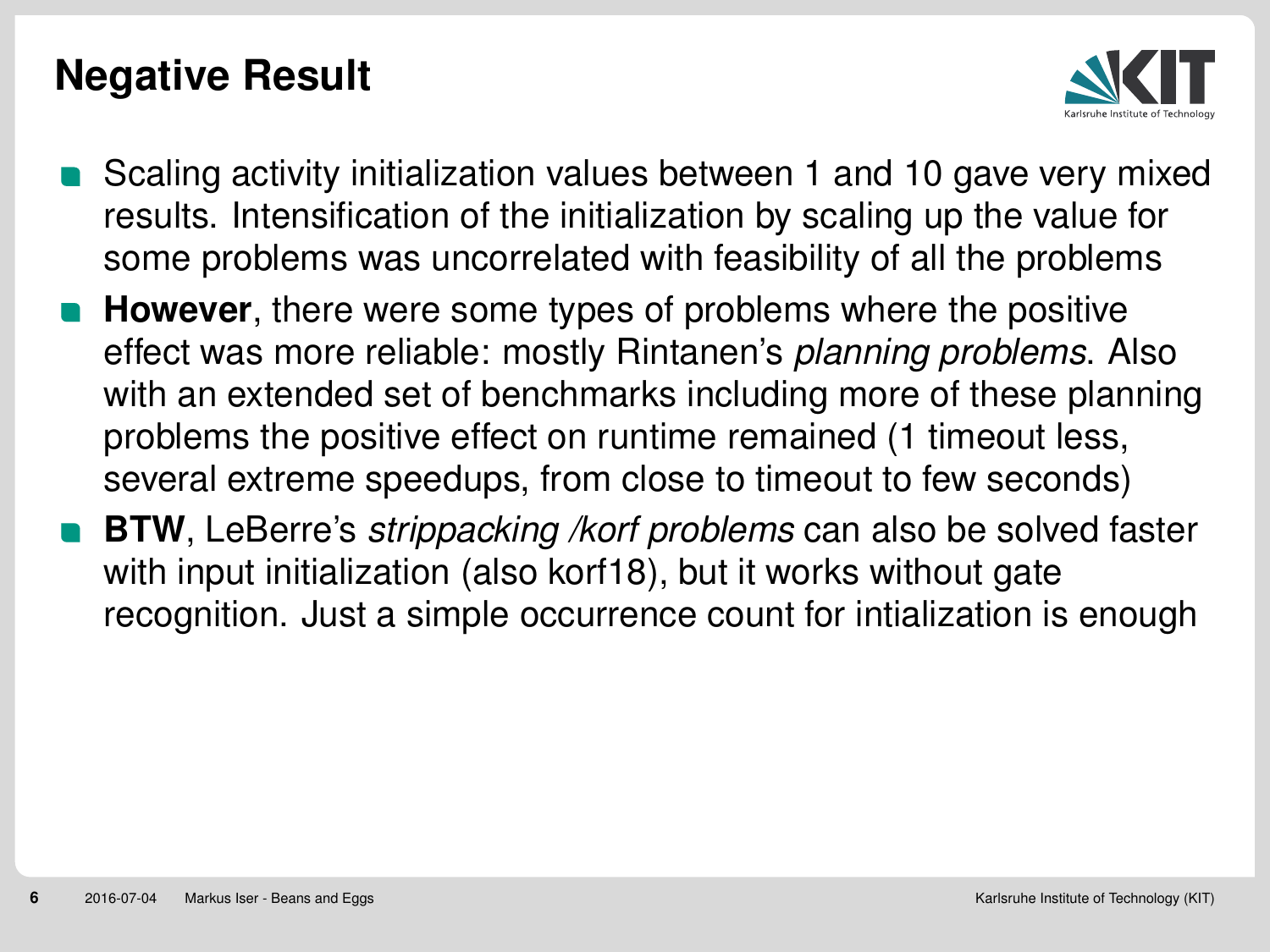# Negative Result

- Scaling activity initialization values between 1 and 10 gave very mixed results. Intensification of the initialization by scaling up the value for some problems was uncorrelated with feasibility of all the problems
- **However**, there were some types of problems where the positive effect was more reliable: mostly Rintanen's *planning problems*. Also with an extended set of benchmarks including more of these planning problems the positive effect on runtime remained (1 timeout less, several extreme speedups, from close to timeout to few seconds)
- **BTW**, LeBerre's *strippacking /korf problems* can also be solved faster with input initialization (also korf18), but it works without gate recognition. Just a simple occurrence count for intialization is enough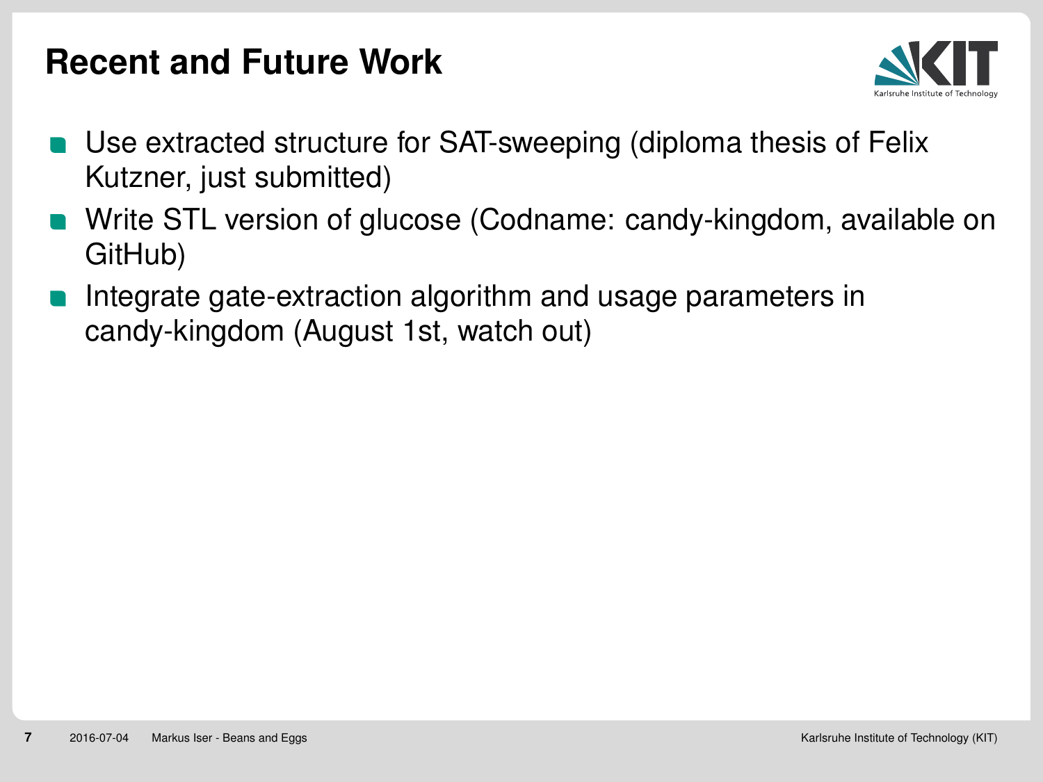# Recent and Future Work

- Use extracted structure for SAT-sweeping (diploma thesis of Felix Kutzner, just submitted)
- Write STL version of glucose (Codname: candy-kingdom, available on GitHub)
- Integrate gate-extraction algorithm and usage parameters in candy-kingdom (August 1st, watch out)